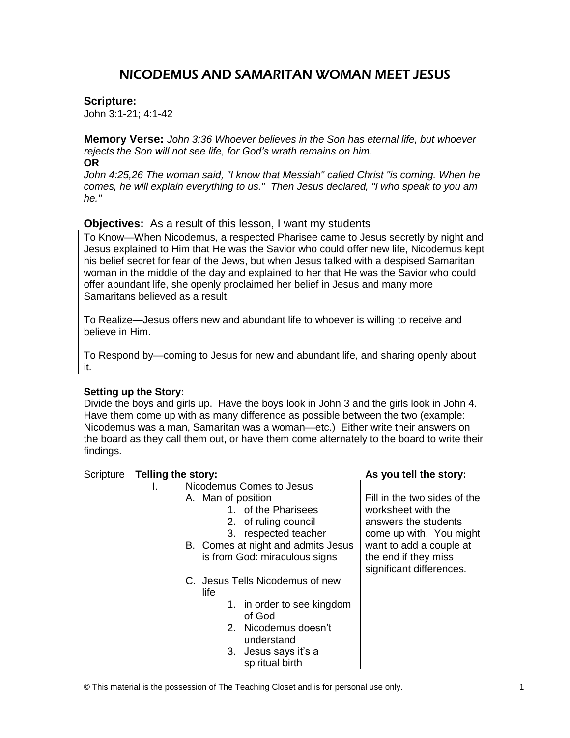# NICODEMUS AND SAMARITAN WOMAN MEET JESUS

**Scripture:**
John 3:1-21; 4:1-42

**Memory Verse:** *John 3:36 Whoever believes in the Son has eternal life, but whoever rejects the Son will not see life, for God's wrath remains on him.*
**OR**
*John 4:25,26 The woman said, "I know that Messiah" called Christ "is coming. When he comes, he will explain everything to us." Then Jesus declared, "I who speak to you am he."*

**Objectives:** As a result of this lesson, I want my students

To Know—When Nicodemus, a respected Pharisee came to Jesus secretly by night and Jesus explained to Him that He was the Savior who could offer new life, Nicodemus kept his belief secret for fear of the Jews, but when Jesus talked with a despised Samaritan woman in the middle of the day and explained to her that He was the Savior who could offer abundant life, she openly proclaimed her belief in Jesus and many more Samaritans believed as a result.

To Realize—Jesus offers new and abundant life to whoever is willing to receive and believe in Him.

To Respond by—coming to Jesus for new and abundant life, and sharing openly about it.

**Setting up the Story:**
Divide the boys and girls up. Have the boys look in John 3 and the girls look in John 4. Have them come up with as many difference as possible between the two (example: Nicodemus was a man, Samaritan was a woman—etc.) Either write their answers on the board as they call them out, or have them come alternately to the board to write their findings.

| Scripture | Telling the story: | As you tell the story: |
|---|---|---|
| | I. Nicodemus Comes to Jesus<br>A. Man of position<br>1. of the Pharisees<br>2. of ruling council<br>3. respected teacher<br>B. Comes at night and admits Jesus is from God: miraculous signs<br>C. Jesus Tells Nicodemus of new life<br>1. in order to see kingdom of God<br>2. Nicodemus doesn't understand<br>3. Jesus says it's a spiritual birth | Fill in the two sides of the worksheet with the answers the students come up with. You might want to add a couple at the end if they miss significant differences. |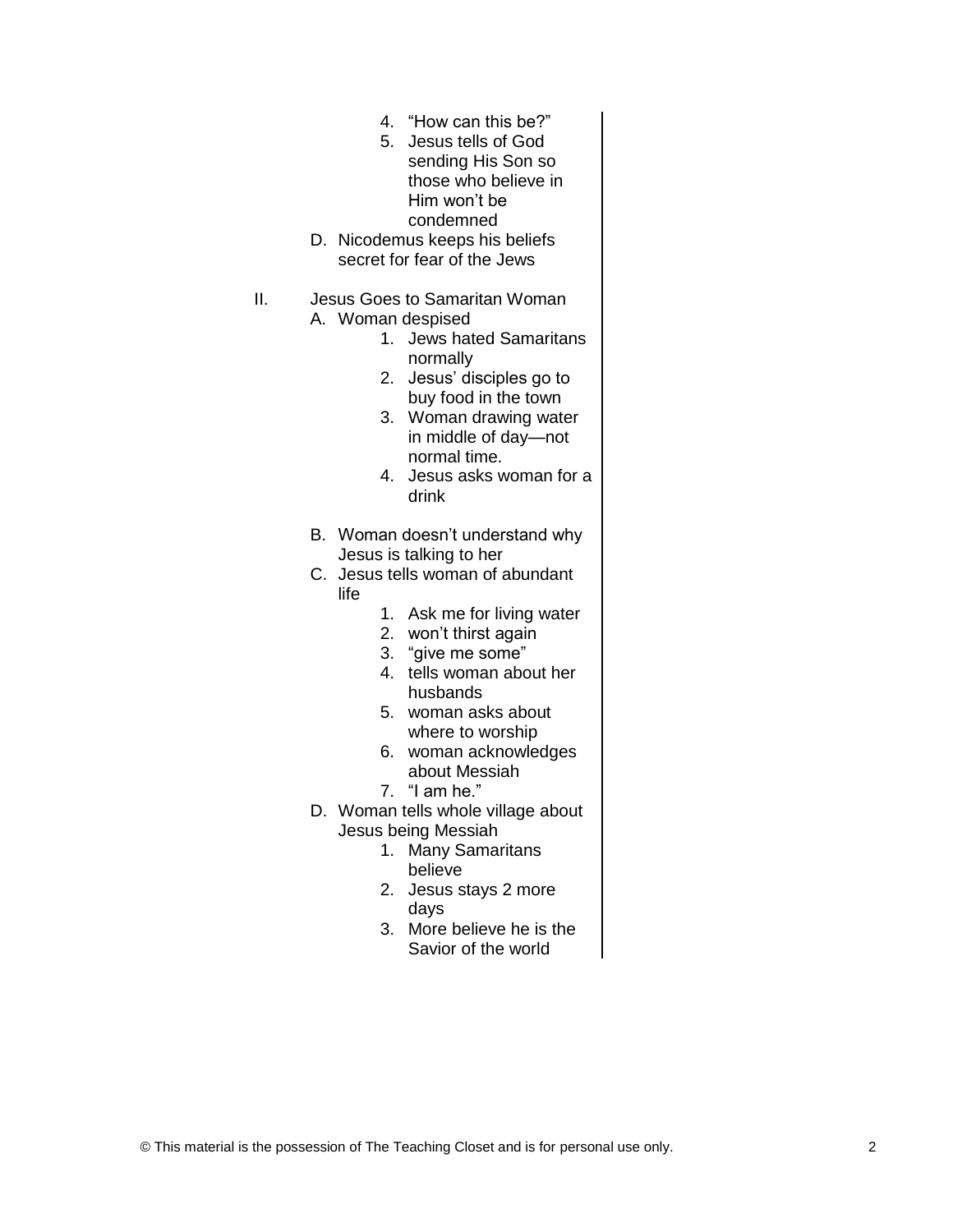4. "How can this be?"
5. Jesus tells of God sending His Son so those who believe in Him won't be condemned

D. Nicodemus keeps his beliefs secret for fear of the Jews

II. Jesus Goes to Samaritan Woman

A. Woman despised
   1. Jews hated Samaritans normally
   2. Jesus' disciples go to buy food in the town
   3. Woman drawing water in middle of day—not normal time.
   4. Jesus asks woman for a drink

B. Woman doesn't understand why Jesus is talking to her

C. Jesus tells woman of abundant life
   1. Ask me for living water
   2. won't thirst again
   3. "give me some"
   4. tells woman about her husbands
   5. woman asks about where to worship
   6. woman acknowledges about Messiah
   7. "I am he."

D. Woman tells whole village about Jesus being Messiah
   1. Many Samaritans believe
   2. Jesus stays 2 more days
   3. More believe he is the Savior of the world

© This material is the possession of The Teaching Closet and is for personal use only.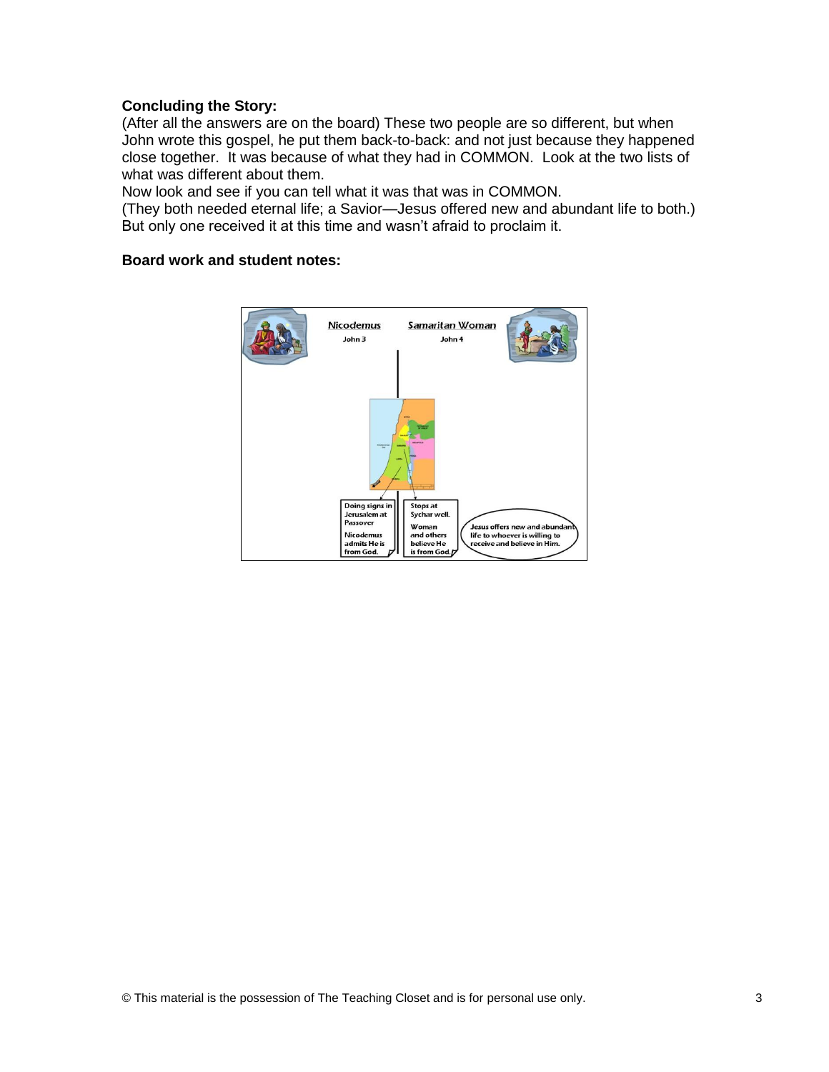**Concluding the Story:**

(After all the answers are on the board) These two people are so different, but when John wrote this gospel, he put them back-to-back: and not just because they happened close together. It was because of what they had in COMMON. Look at the two lists of what was different about them.

Now look and see if you can tell what it was that was in COMMON.

(They both needed eternal life; a Savior—Jesus offered new and abundant life to both.)

But only one received it at this time and wasn't afraid to proclaim it.

**Board work and student notes:**

Nicodemus
John 3

Samaritan Woman
John 4

Doing signs in Jerusalem at Passover

Nicodemus admits He is from God.

Stops at Sychar well.

Woman and others believe He is from God.

Jesus offers new and abundant life to whoever is willing to receive and believe in Him.